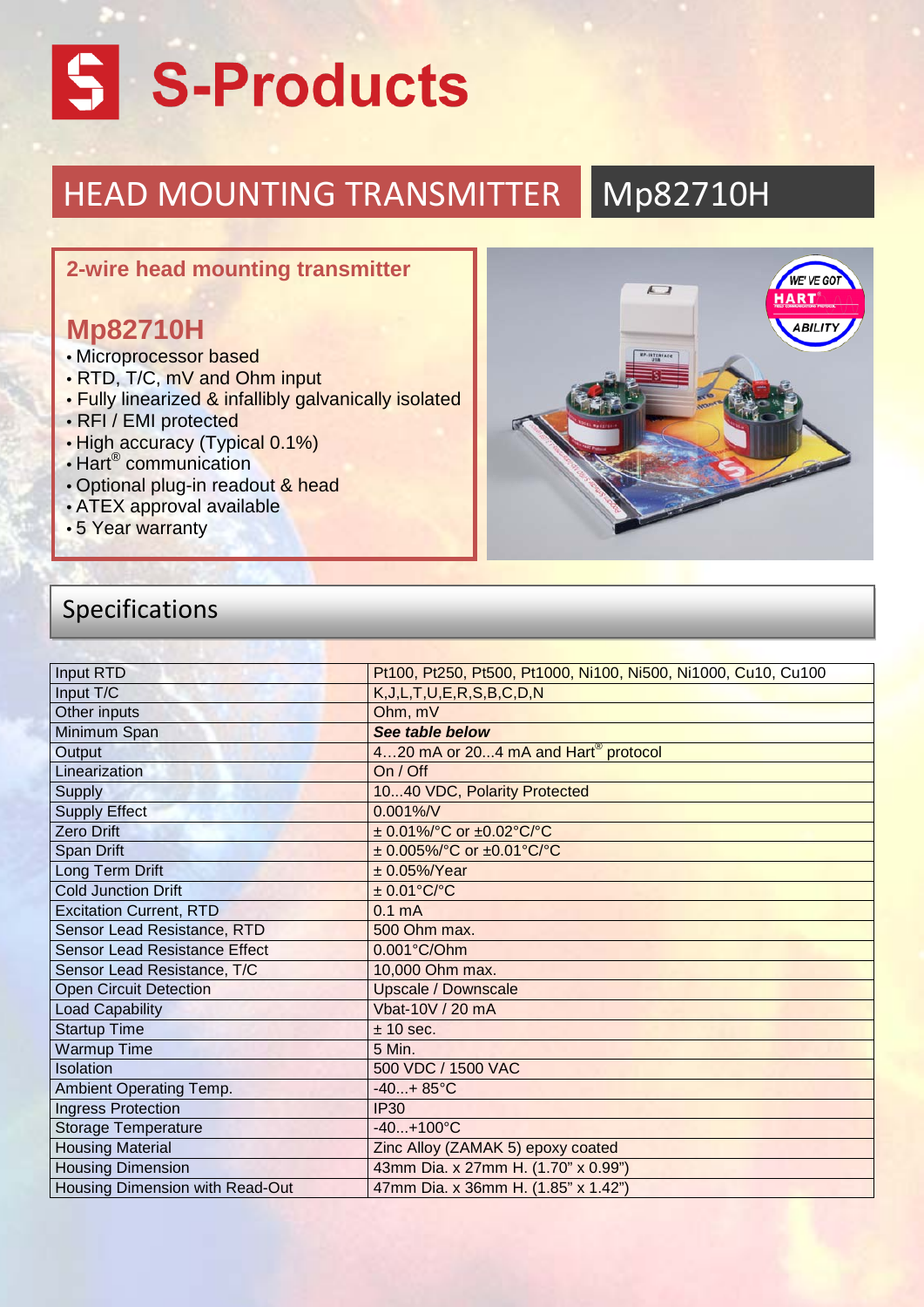# S-Products

## HEAD MOUNTING TRANSMITTER Mp82710H

### 2-wire head mounting transmitter

### Mp82710H

- Microprocessor based
- RTD, T/C, mV and Ohm input
- Fully linearized & infallibly galvanically isolated
- RFI / EMI protected
- High accuracy (Typical 0.1%)
- Hart® communication
- Optional plug-in readout & head
- ATEX approval available
- 5 Year warranty

## Specifications

| | |
|---|---|
| Input RTD | Pt100, Pt250, Pt500, Pt1000, Ni100, Ni500, Ni1000, Cu10, Cu100 |
| Input T/C | K,J,L,T,U,E,R,S,B,C,D,N |
| Other inputs | Ohm, mV |
| Minimum Span | ***See table below*** |
| Output | 4…20 mA or 20...4 mA and Hart® protocol |
| Linearization | On / Off |
| Supply | 10...40 VDC, Polarity Protected |
| Supply Effect | 0.001%/V |
| Zero Drift | ± 0.01%/°C or ±0.02°C/°C |
| Span Drift | ± 0.005%/°C or ±0.01°C/°C |
| Long Term Drift | ± 0.05%/Year |
| Cold Junction Drift | ± 0.01°C/°C |
| Excitation Current, RTD | 0.1 mA |
| Sensor Lead Resistance, RTD | 500 Ohm max. |
| Sensor Lead Resistance Effect | 0.001°C/Ohm |
| Sensor Lead Resistance, T/C | 10,000 Ohm max. |
| Open Circuit Detection | Upscale / Downscale |
| Load Capability | Vbat-10V / 20 mA |
| Startup Time | ± 10 sec. |
| Warmup Time | 5 Min. |
| Isolation | 500 VDC / 1500 VAC |
| Ambient Operating Temp. | -40...+ 85°C |
| Ingress Protection | IP30 |
| Storage Temperature | -40...+100°C |
| Housing Material | Zinc Alloy (ZAMAK 5) epoxy coated |
| Housing Dimension | 43mm Dia. x 27mm H. (1.70” x 0.99”) |
| Housing Dimension with Read-Out | 47mm Dia. x 36mm H. (1.85” x 1.42”) |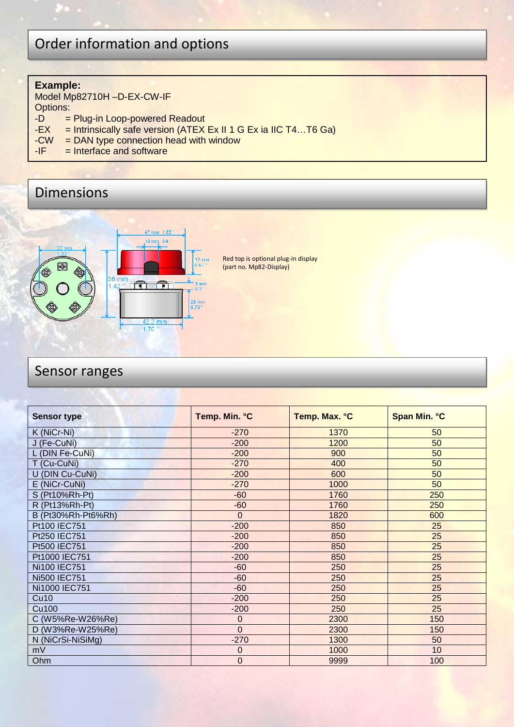## Order information and options

**Example:**
Model Mp82710H –D-EX-CW-IF
Options:
-D = Plug-in Loop-powered Readout
-EX = Intrinsically safe version (ATEX Ex II 1 G Ex ia IIC T4…T6 Ga)
-CW = DAN type connection head with window
-IF = Interface and software

## Dimensions

Red top is optional plug-in display (part no. Mp82-Display)

## Sensor ranges

| Sensor type | Temp. Min. °C | Temp. Max. °C | Span Min. °C |
|---|---|---|---|
| K (NiCr-Ni) | -270 | 1370 | 50 |
| J (Fe-CuNi) | -200 | 1200 | 50 |
| L (DIN Fe-CuNi) | -200 | 900 | 50 |
| T (Cu-CuNi) | -270 | 400 | 50 |
| U (DIN Cu-CuNi) | -200 | 600 | 50 |
| E (NiCr-CuNi) | -270 | 1000 | 50 |
| S (Pt10%Rh-Pt) | -60 | 1760 | 250 |
| R (Pt13%Rh-Pt) | -60 | 1760 | 250 |
| B (Pt30%Rh-Pt6%Rh) | 0 | 1820 | 600 |
| Pt100 IEC751 | -200 | 850 | 25 |
| Pt250 IEC751 | -200 | 850 | 25 |
| Pt500 IEC751 | -200 | 850 | 25 |
| Pt1000 IEC751 | -200 | 850 | 25 |
| Ni100 IEC751 | -60 | 250 | 25 |
| Ni500 IEC751 | -60 | 250 | 25 |
| Ni1000 IEC751 | -60 | 250 | 25 |
| Cu10 | -200 | 250 | 25 |
| Cu100 | -200 | 250 | 25 |
| C (W5%Re-W26%Re) | 0 | 2300 | 150 |
| D (W3%Re-W25%Re) | 0 | 2300 | 150 |
| N (NiCrSi-NiSiMg) | -270 | 1300 | 50 |
| mV | 0 | 1000 | 10 |
| Ohm | 0 | 9999 | 100 |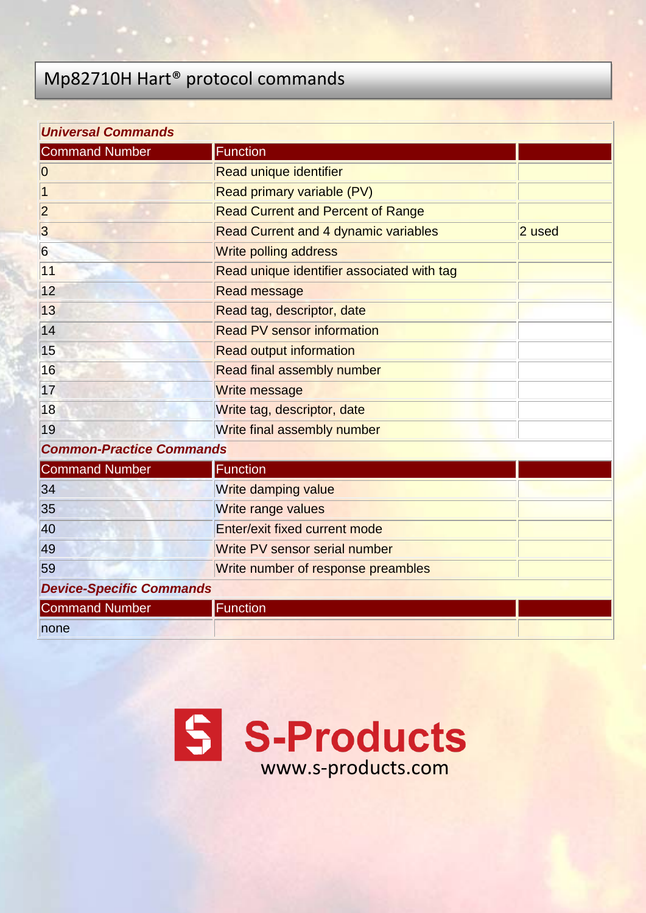# Mp82710H Hart® protocol commands

| | | |
|---|---|---|
| ***Universal Commands*** | | |
| Command Number | Function | |
| 0 | Read unique identifier | |
| 1 | Read primary variable (PV) | |
| 2 | Read Current and Percent of Range | |
| 3 | Read Current and 4 dynamic variables | 2 used |
| 6 | Write polling address | |
| 11 | Read unique identifier associated with tag | |
| 12 | Read message | |
| 13 | Read tag, descriptor, date | |
| 14 | Read PV sensor information | |
| 15 | Read output information | |
| 16 | Read final assembly number | |
| 17 | Write message | |
| 18 | Write tag, descriptor, date | |
| 19 | Write final assembly number | |
| ***Common-Practice Commands*** | | |
| Command Number | Function | |
| 34 | Write damping value | |
| 35 | Write range values | |
| 40 | Enter/exit fixed current mode | |
| 49 | Write PV sensor serial number | |
| 59 | Write number of response preambles | |
| ***Device-Specific Commands*** | | |
| Command Number | Function | |
| none | | |

S-Products
www.s-products.com